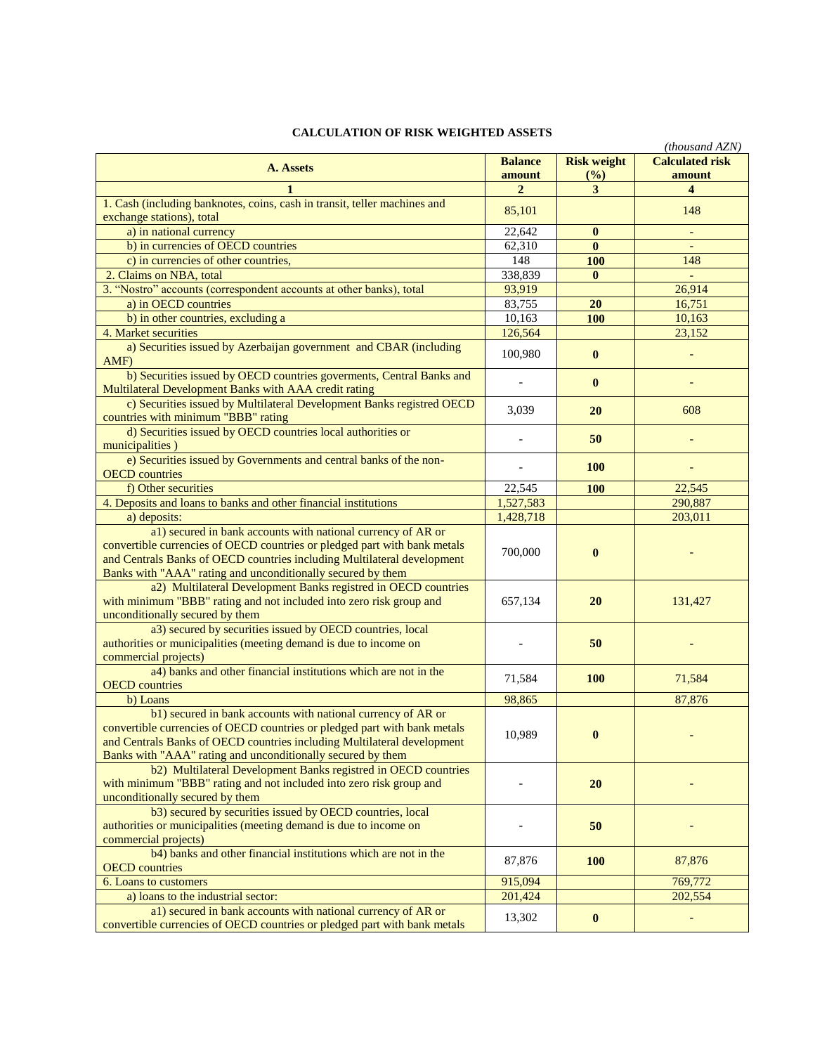## CALCULATION OF RISK WEIGHTED ASSETS

*(thousand AZN)*

| A. Assets | Balance amount | Risk weight (%) | Calculated risk amount |
|---|---|---|---|
| 1 | 2 | 3 | 4 |
| 1. Cash (including banknotes, coins, cash in transit, teller machines and exchange stations), total | 85,101 | | 148 |
| a) in national currency | 22,642 | **0** | - |
| b) in currencies of OECD countries | 62,310 | **0** | - |
| c) in currencies of other countries, | 148 | **100** | 148 |
| 2. Claims on NBA, total | 338,839 | **0** | - |
| 3. "Nostro" accounts (correspondent accounts at other banks), total | 93,919 | | 26,914 |
| a) in OECD countries | 83,755 | **20** | 16,751 |
| b) in other countries, excluding a | 10,163 | **100** | 10,163 |
| 4. Market securities | 126,564 | | 23,152 |
| a) Securities issued by Azerbaijan government and CBAR (including AMF) | 100,980 | **0** | - |
| b) Securities issued by OECD countries goverments, Central Banks and Multilateral Development Banks with AAA credit rating | - | **0** | - |
| c) Securities issued by Multilateral Development Banks registred OECD countries with minimum "BBB" rating | 3,039 | **20** | 608 |
| d) Securities issued by OECD countries local authorities or municipalities ) | - | **50** | - |
| e) Securities issued by Governments and central banks of the non-OECD countries | - | **100** | - |
| f) Other securities | 22,545 | **100** | 22,545 |
| 4. Deposits and loans to banks and other financial institutions | 1,527,583 | | 290,887 |
| a) deposits: | 1,428,718 | | 203,011 |
| a1) secured in bank accounts with national currency of AR or convertible currencies of OECD countries or pledged part with bank metals and Centrals Banks of OECD countries including Multilateral development Banks with "AAA" rating and unconditionally secured by them | 700,000 | **0** | - |
| a2) Multilateral Development Banks registred in OECD countries with minimum "BBB" rating and not included into zero risk group and unconditionally secured by them | 657,134 | **20** | 131,427 |
| a3) secured by securities issued by OECD countries, local authorities or municipalities (meeting demand is due to income on commercial projects) | - | **50** | - |
| a4) banks and other financial institutions which are not in the OECD countries | 71,584 | **100** | 71,584 |
| b) Loans | 98,865 | | 87,876 |
| b1) secured in bank accounts with national currency of AR or convertible currencies of OECD countries or pledged part with bank metals and Centrals Banks of OECD countries including Multilateral development Banks with "AAA" rating and unconditionally secured by them | 10,989 | **0** | - |
| b2) Multilateral Development Banks registred in OECD countries with minimum "BBB" rating and not included into zero risk group and unconditionally secured by them | - | **20** | - |
| b3) secured by securities issued by OECD countries, local authorities or municipalities (meeting demand is due to income on commercial projects) | - | **50** | - |
| b4) banks and other financial institutions which are not in the OECD countries | 87,876 | **100** | 87,876 |
| 6. Loans to customers | 915,094 | | 769,772 |
| a) loans to the industrial sector: | 201,424 | | 202,554 |
| a1) secured in bank accounts with national currency of AR or convertible currencies of OECD countries or pledged part with bank metals | 13,302 | **0** | - |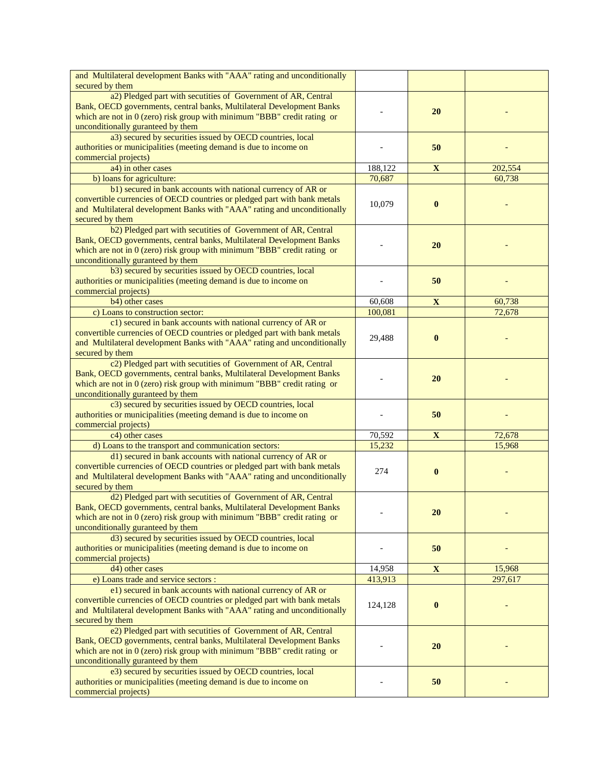| | | | |
|---|---|---|---|
| and Multilateral development Banks with "AAA" rating and unconditionally secured by them | | | |
| a2) Pledged part with secutities of Government of AR, Central Bank, OECD governments, central banks, Multilateral Development Banks which are not in 0 (zero) risk group with minimum "BBB" credit rating or unconditionally guranteed by them | - | **20** | - |
| a3) secured by securities issued by OECD countries, local authorities or municipalities (meeting demand is due to income on commercial projects) | - | **50** | - |
| a4) in other cases | 188,122 | **X** | 202,554 |
| b) loans for agriculture: | 70,687 | | 60,738 |
| b1) secured in bank accounts with national currency of AR or convertible currencies of OECD countries or pledged part with bank metals and Multilateral development Banks with "AAA" rating and unconditionally secured by them | 10,079 | **0** | - |
| b2) Pledged part with secutities of Government of AR, Central Bank, OECD governments, central banks, Multilateral Development Banks which are not in 0 (zero) risk group with minimum "BBB" credit rating or unconditionally guranteed by them | - | **20** | - |
| b3) secured by securities issued by OECD countries, local authorities or municipalities (meeting demand is due to income on commercial projects) | - | **50** | - |
| b4) other cases | 60,608 | **X** | 60,738 |
| c) Loans to construction sector: | 100,081 | | 72,678 |
| c1) secured in bank accounts with national currency of AR or convertible currencies of OECD countries or pledged part with bank metals and Multilateral development Banks with "AAA" rating and unconditionally secured by them | 29,488 | **0** | - |
| c2) Pledged part with secutities of Government of AR, Central Bank, OECD governments, central banks, Multilateral Development Banks which are not in 0 (zero) risk group with minimum "BBB" credit rating or unconditionally guranteed by them | - | **20** | - |
| c3) secured by securities issued by OECD countries, local authorities or municipalities (meeting demand is due to income on commercial projects) | - | **50** | - |
| c4) other cases | 70,592 | **X** | 72,678 |
| d) Loans to the transport and communication sectors: | 15,232 | | 15,968 |
| d1) secured in bank accounts with national currency of AR or convertible currencies of OECD countries or pledged part with bank metals and Multilateral development Banks with "AAA" rating and unconditionally secured by them | 274 | **0** | - |
| d2) Pledged part with secutities of Government of AR, Central Bank, OECD governments, central banks, Multilateral Development Banks which are not in 0 (zero) risk group with minimum "BBB" credit rating or unconditionally guranteed by them | - | **20** | - |
| d3) secured by securities issued by OECD countries, local authorities or municipalities (meeting demand is due to income on commercial projects) | - | **50** | - |
| d4) other cases | 14,958 | **X** | 15,968 |
| e) Loans trade and service sectors : | 413,913 | | 297,617 |
| e1) secured in bank accounts with national currency of AR or convertible currencies of OECD countries or pledged part with bank metals and Multilateral development Banks with "AAA" rating and unconditionally secured by them | 124,128 | **0** | - |
| e2) Pledged part with secutities of Government of AR, Central Bank, OECD governments, central banks, Multilateral Development Banks which are not in 0 (zero) risk group with minimum "BBB" credit rating or unconditionally guranteed by them | - | **20** | - |
| e3) secured by securities issued by OECD countries, local authorities or municipalities (meeting demand is due to income on commercial projects) | - | **50** | - |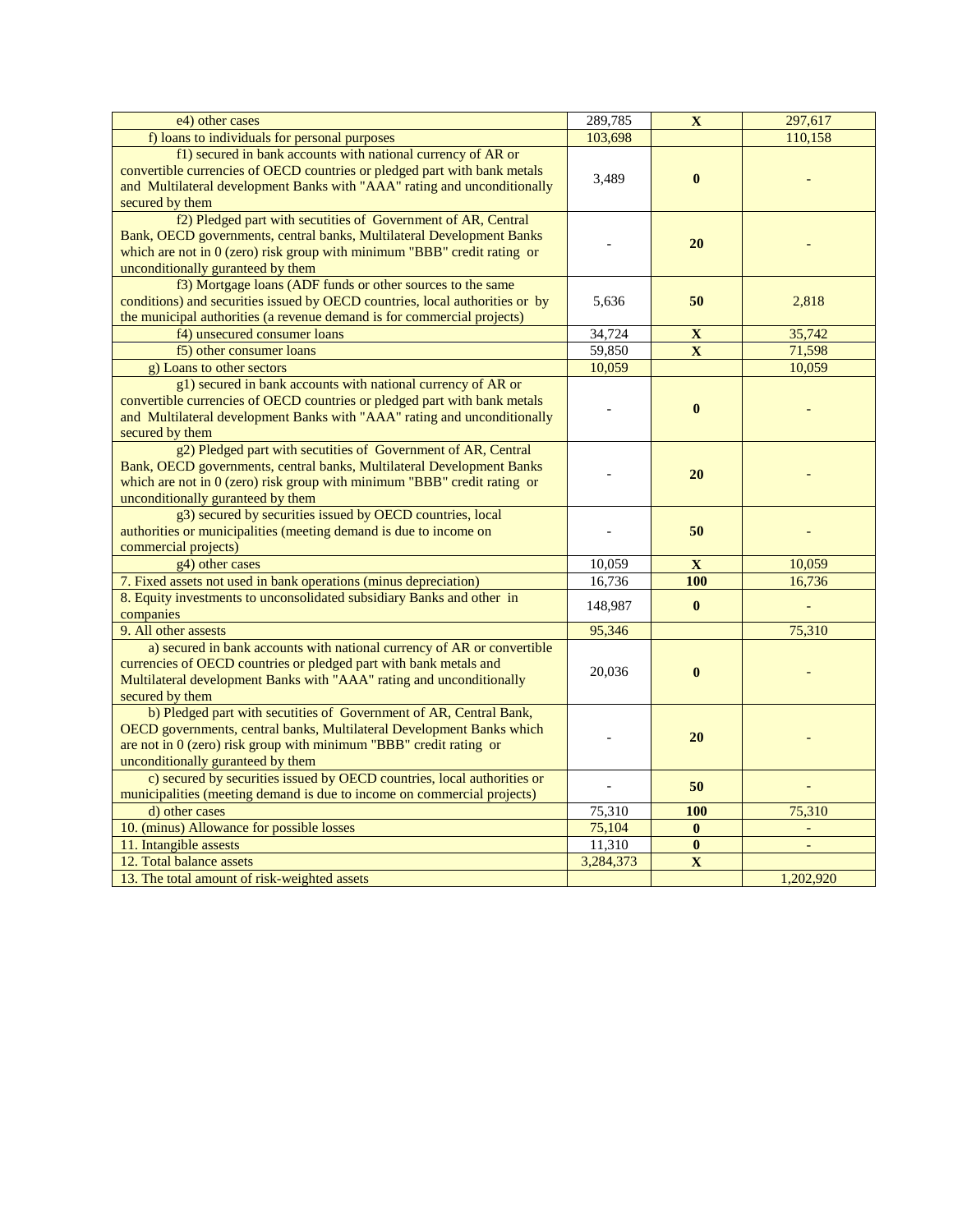| | | | |
|---|---|---|---|
| e4) other cases | 289,785 | **X** | 297,617 |
| f) loans to individuals for personal purposes | 103,698 | | 110,158 |
| f1) secured in bank accounts with national currency of AR or convertible currencies of OECD countries or pledged part with bank metals and Multilateral development Banks with "AAA" rating and unconditionally secured by them | 3,489 | **0** | - |
| f2) Pledged part with secutities of Government of AR, Central Bank, OECD governments, central banks, Multilateral Development Banks which are not in 0 (zero) risk group with minimum "BBB" credit rating or unconditionally guranteed by them | - | **20** | - |
| f3) Mortgage loans (ADF funds or other sources to the same conditions) and securities issued by OECD countries, local authorities or by the municipal authorities (a revenue demand is for commercial projects) | 5,636 | **50** | 2,818 |
| f4) unsecured consumer loans | 34,724 | **X** | 35,742 |
| f5) other consumer loans | 59,850 | **X** | 71,598 |
| g) Loans to other sectors | 10,059 | | 10,059 |
| g1) secured in bank accounts with national currency of AR or convertible currencies of OECD countries or pledged part with bank metals and Multilateral development Banks with "AAA" rating and unconditionally secured by them | - | **0** | - |
| g2) Pledged part with secutities of Government of AR, Central Bank, OECD governments, central banks, Multilateral Development Banks which are not in 0 (zero) risk group with minimum "BBB" credit rating or unconditionally guranteed by them | - | **20** | - |
| g3) secured by securities issued by OECD countries, local authorities or municipalities (meeting demand is due to income on commercial projects) | - | **50** | - |
| g4) other cases | 10,059 | **X** | 10,059 |
| 7. Fixed assets not used in bank operations (minus depreciation) | 16,736 | **100** | 16,736 |
| 8. Equity investments to unconsolidated subsidiary Banks and other in companies | 148,987 | **0** | - |
| 9. All other assests | 95,346 | | 75,310 |
| a) secured in bank accounts with national currency of AR or convertible currencies of OECD countries or pledged part with bank metals and Multilateral development Banks with "AAA" rating and unconditionally secured by them | 20,036 | **0** | - |
| b) Pledged part with secutities of Government of AR, Central Bank, OECD governments, central banks, Multilateral Development Banks which are not in 0 (zero) risk group with minimum "BBB" credit rating or unconditionally guranteed by them | - | **20** | - |
| c) secured by securities issued by OECD countries, local authorities or municipalities (meeting demand is due to income on commercial projects) | - | **50** | - |
| d) other cases | 75,310 | **100** | 75,310 |
| 10. (minus) Allowance for possible losses | 75,104 | **0** | - |
| 11. Intangible assests | 11,310 | **0** | - |
| 12. Total balance assets | 3,284,373 | **X** | |
| 13. The total amount of risk-weighted assets | | | 1,202,920 |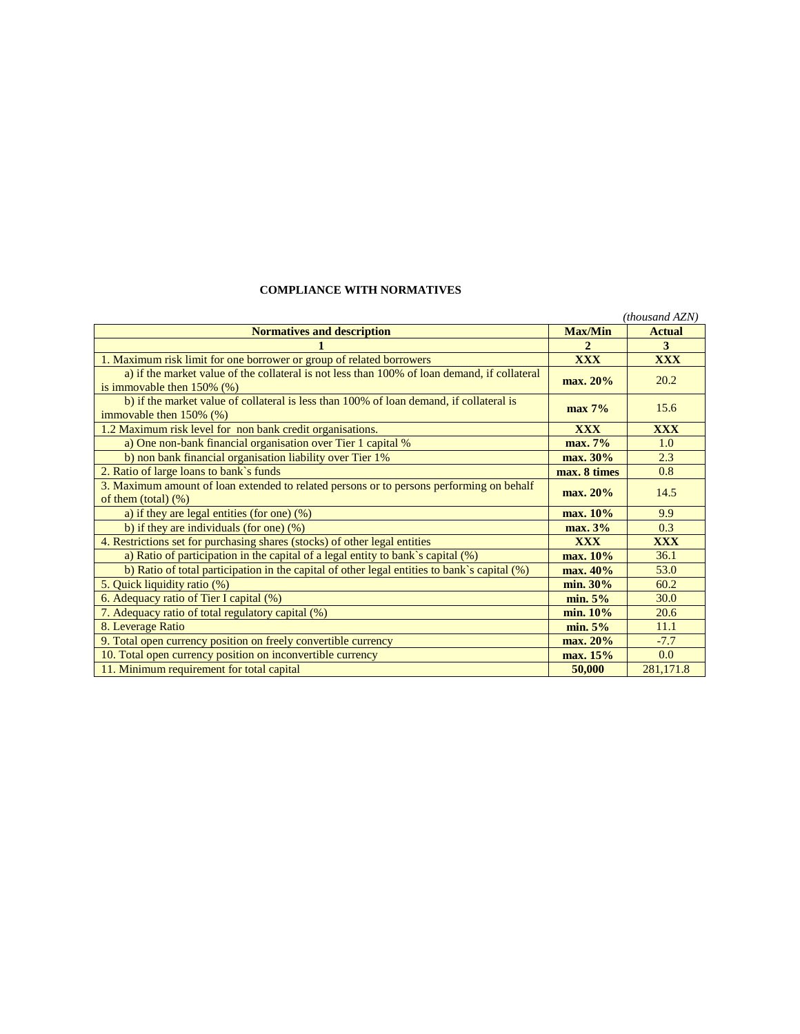**COMPLIANCE WITH NORMATIVES**

*(thousand AZN)*

| Normatives and description | Max/Min | Actual |
|---|---|---|
| 1 | 2 | 3 |
| 1. Maximum risk limit for one borrower or group of related borrowers | XXX | XXX |
| a) if the market value of the collateral is not less than 100% of loan demand, if collateral is immovable then 150% (%) | max. 20% | 20.2 |
| b) if the market value of collateral is less than 100% of loan demand, if collateral is immovable then 150% (%) | max 7% | 15.6 |
| 1.2 Maximum risk level for non bank credit organisations. | XXX | XXX |
| a) One non-bank financial organisation over Tier 1 capital % | max. 7% | 1.0 |
| b) non bank financial organisation liability over Tier 1% | max. 30% | 2.3 |
| 2. Ratio of large loans to bank`s funds | max. 8 times | 0.8 |
| 3. Maximum amount of loan extended to related persons or to persons performing on behalf of them (total) (%) | max. 20% | 14.5 |
| a) if they are legal entities (for one) (%) | max. 10% | 9.9 |
| b) if they are individuals (for one) (%) | max. 3% | 0.3 |
| 4. Restrictions set for purchasing shares (stocks) of other legal entities | XXX | XXX |
| a) Ratio of participation in the capital of a legal entity to bank`s capital (%) | max. 10% | 36.1 |
| b) Ratio of total participation in the capital of other legal entities to bank`s capital (%) | max. 40% | 53.0 |
| 5. Quick liquidity ratio (%) | min. 30% | 60.2 |
| 6. Adequacy ratio of Tier I capital (%) | min. 5% | 30.0 |
| 7. Adequacy ratio of total regulatory capital (%) | min. 10% | 20.6 |
| 8. Leverage Ratio | min. 5% | 11.1 |
| 9. Total open currency position on freely convertible currency | max. 20% | -7.7 |
| 10. Total open currency position on inconvertible currency | max. 15% | 0.0 |
| 11. Minimum requirement for total capital | 50,000 | 281,171.8 |